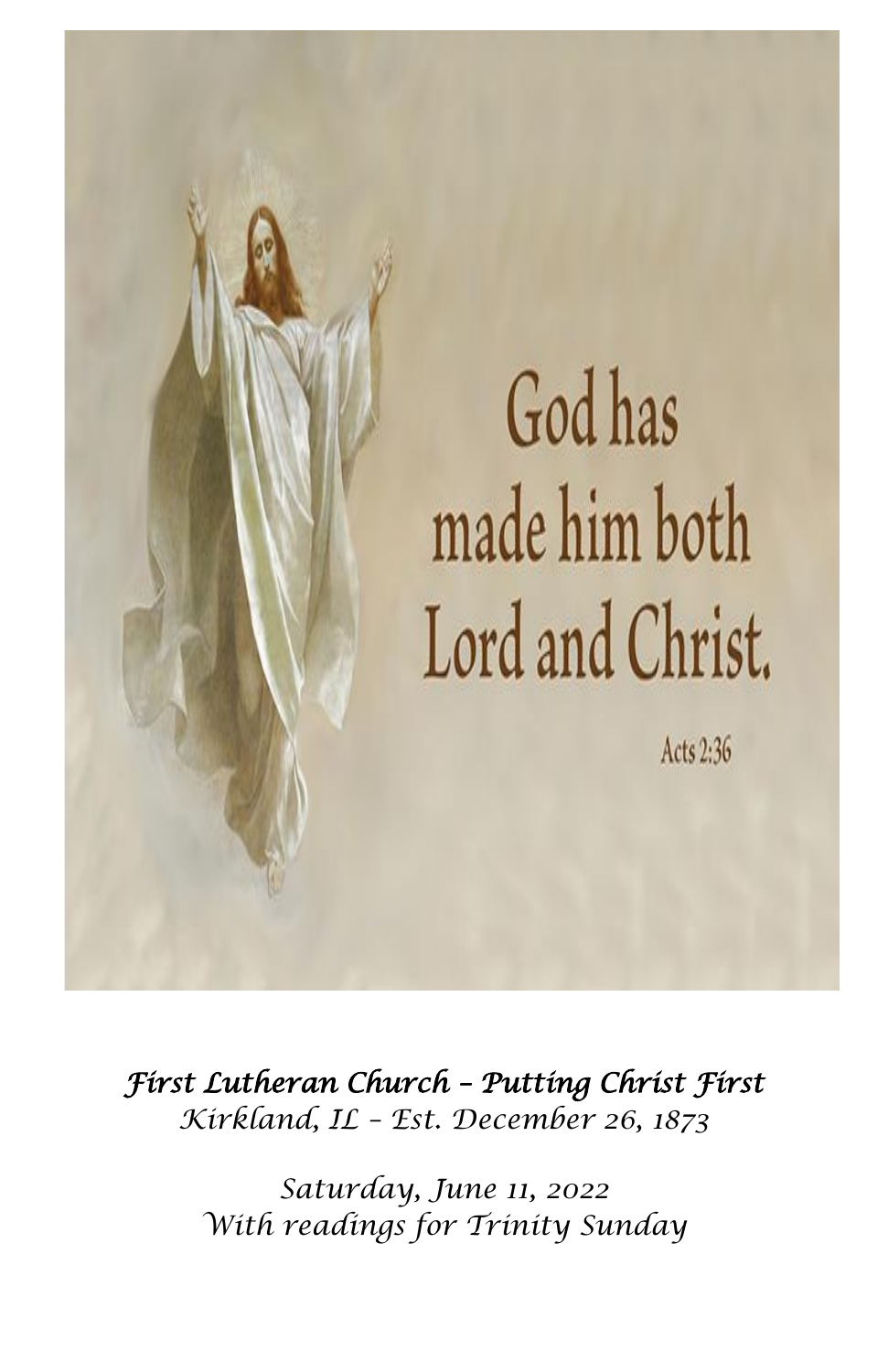God has made him both Lord and Christ.

Acts 2:36

*First Lutheran Church – Putting Christ First*
*Kirkland, IL – Est. December 26, 1873*

*Saturday, June 11, 2022*
*With readings for Trinity Sunday*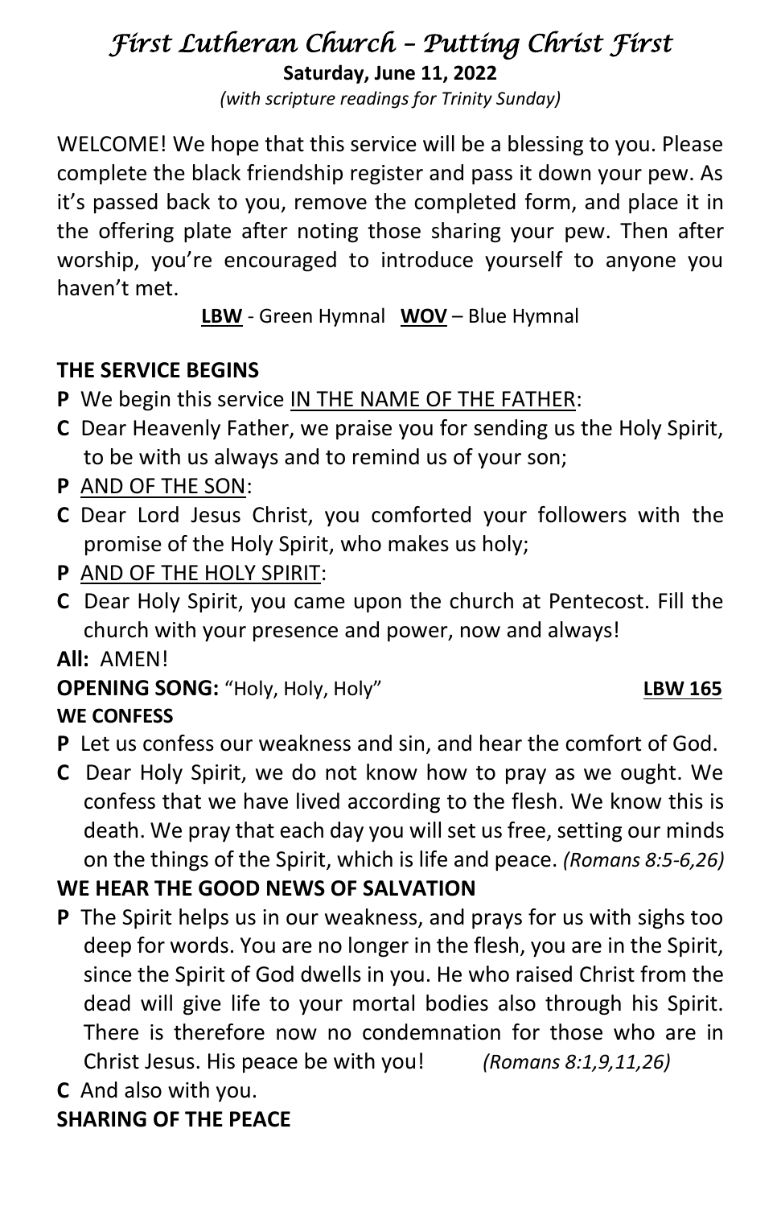# *First Lutheran Church – Putting Christ First*

**Saturday, June 11, 2022**

*(with scripture readings for Trinity Sunday)*

WELCOME! We hope that this service will be a blessing to you. Please complete the black friendship register and pass it down your pew. As it's passed back to you, remove the completed form, and place it in the offering plate after noting those sharing your pew. Then after worship, you're encouraged to introduce yourself to anyone you haven't met.

<u>**LBW**</u> - Green Hymnal <u>**WOV**</u> – Blue Hymnal

**THE SERVICE BEGINS**

**P** We begin this service <u>IN THE NAME OF THE FATHER</u>:

**C** Dear Heavenly Father, we praise you for sending us the Holy Spirit, to be with us always and to remind us of your son;

**P** <u>AND OF THE SON</u>:

**C** Dear Lord Jesus Christ, you comforted your followers with the promise of the Holy Spirit, who makes us holy;

**P** <u>AND OF THE HOLY SPIRIT</u>:

**C** Dear Holy Spirit, you came upon the church at Pentecost. Fill the church with your presence and power, now and always!

**All:** AMEN!

**OPENING SONG:** "Holy, Holy, Holy" <u>**LBW 165**</u>

**WE CONFESS**

**P** Let us confess our weakness and sin, and hear the comfort of God.

**C** Dear Holy Spirit, we do not know how to pray as we ought. We confess that we have lived according to the flesh. We know this is death. We pray that each day you will set us free, setting our minds on the things of the Spirit, which is life and peace. *(Romans 8:5-6,26)*

**WE HEAR THE GOOD NEWS OF SALVATION**

**P** The Spirit helps us in our weakness, and prays for us with sighs too deep for words. You are no longer in the flesh, you are in the Spirit, since the Spirit of God dwells in you. He who raised Christ from the dead will give life to your mortal bodies also through his Spirit. There is therefore now no condemnation for those who are in Christ Jesus. His peace be with you! *(Romans 8:1,9,11,26)*

**C** And also with you.

**SHARING OF THE PEACE**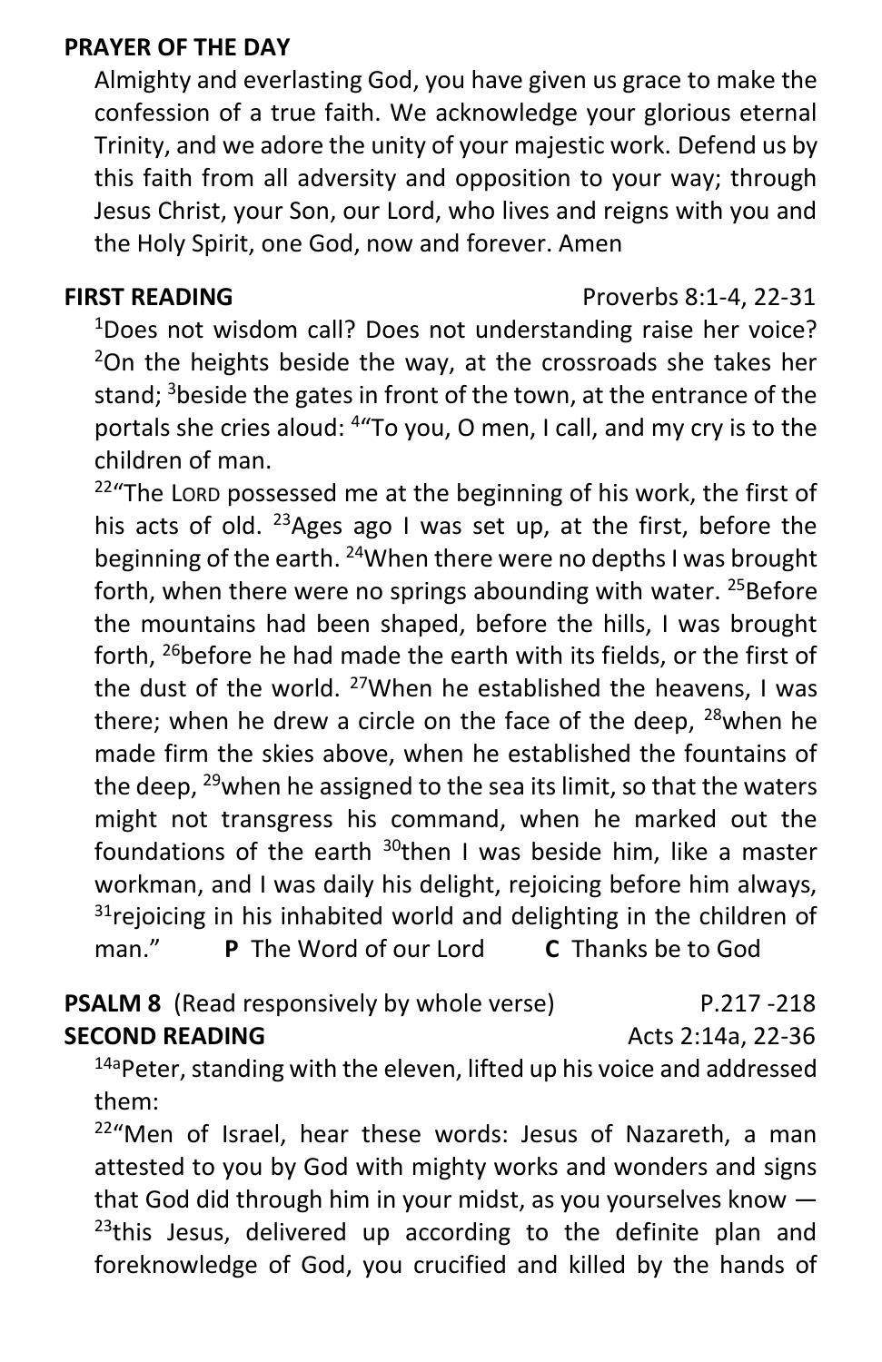**PRAYER OF THE DAY**

Almighty and everlasting God, you have given us grace to make the confession of a true faith. We acknowledge your glorious eternal Trinity, and we adore the unity of your majestic work. Defend us by this faith from all adversity and opposition to your way; through Jesus Christ, your Son, our Lord, who lives and reigns with you and the Holy Spirit, one God, now and forever. Amen

**FIRST READING** Proverbs 8:1-4, 22-31

[1]Does not wisdom call? Does not understanding raise her voice? [2]On the heights beside the way, at the crossroads she takes her stand; [3]beside the gates in front of the town, at the entrance of the portals she cries aloud: [4]"To you, O men, I call, and my cry is to the children of man.

[22]"The LORD possessed me at the beginning of his work, the first of his acts of old. [23]Ages ago I was set up, at the first, before the beginning of the earth. [24]When there were no depths I was brought forth, when there were no springs abounding with water. [25]Before the mountains had been shaped, before the hills, I was brought forth, [26]before he had made the earth with its fields, or the first of the dust of the world. [27]When he established the heavens, I was there; when he drew a circle on the face of the deep, [28]when he made firm the skies above, when he established the fountains of the deep, [29]when he assigned to the sea its limit, so that the waters might not transgress his command, when he marked out the foundations of the earth [30]then I was beside him, like a master workman, and I was daily his delight, rejoicing before him always, [31]rejoicing in his inhabited world and delighting in the children of man." **P** The Word of our Lord **C** Thanks be to God

**PSALM 8** (Read responsively by whole verse) P.217 -218

**SECOND READING** Acts 2:14a, 22-36

[14a]Peter, standing with the eleven, lifted up his voice and addressed them:

[22]"Men of Israel, hear these words: Jesus of Nazareth, a man attested to you by God with mighty works and wonders and signs that God did through him in your midst, as you yourselves know — [23]this Jesus, delivered up according to the definite plan and foreknowledge of God, you crucified and killed by the hands of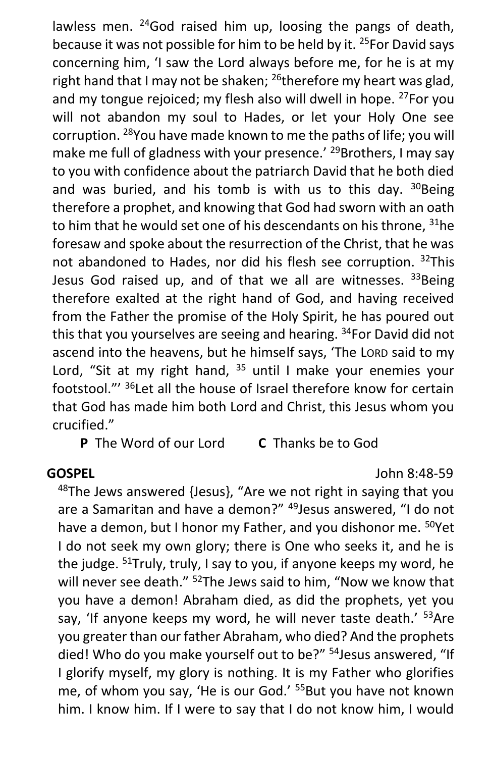lawless men. [24]God raised him up, loosing the pangs of death, because it was not possible for him to be held by it. [25]For David says concerning him, 'I saw the Lord always before me, for he is at my right hand that I may not be shaken; [26]therefore my heart was glad, and my tongue rejoiced; my flesh also will dwell in hope. [27]For you will not abandon my soul to Hades, or let your Holy One see corruption. [28]You have made known to me the paths of life; you will make me full of gladness with your presence.' [29]Brothers, I may say to you with confidence about the patriarch David that he both died and was buried, and his tomb is with us to this day. [30]Being therefore a prophet, and knowing that God had sworn with an oath to him that he would set one of his descendants on his throne, [31]he foresaw and spoke about the resurrection of the Christ, that he was not abandoned to Hades, nor did his flesh see corruption. [32]This Jesus God raised up, and of that we all are witnesses. [33]Being therefore exalted at the right hand of God, and having received from the Father the promise of the Holy Spirit, he has poured out this that you yourselves are seeing and hearing. [34]For David did not ascend into the heavens, but he himself says, 'The LORD said to my Lord, "Sit at my right hand, [35] until I make your enemies your footstool."' [36]Let all the house of Israel therefore know for certain that God has made him both Lord and Christ, this Jesus whom you crucified."

**P** The Word of our Lord **C** Thanks be to God

**GOSPEL** John 8:48-59

[48]The Jews answered {Jesus}, "Are we not right in saying that you are a Samaritan and have a demon?" [49]Jesus answered, "I do not have a demon, but I honor my Father, and you dishonor me. [50]Yet I do not seek my own glory; there is One who seeks it, and he is the judge. [51]Truly, truly, I say to you, if anyone keeps my word, he will never see death." [52]The Jews said to him, "Now we know that you have a demon! Abraham died, as did the prophets, yet you say, 'If anyone keeps my word, he will never taste death.' [53]Are you greater than our father Abraham, who died? And the prophets died! Who do you make yourself out to be?" [54]Jesus answered, "If I glorify myself, my glory is nothing. It is my Father who glorifies me, of whom you say, 'He is our God.' [55]But you have not known him. I know him. If I were to say that I do not know him, I would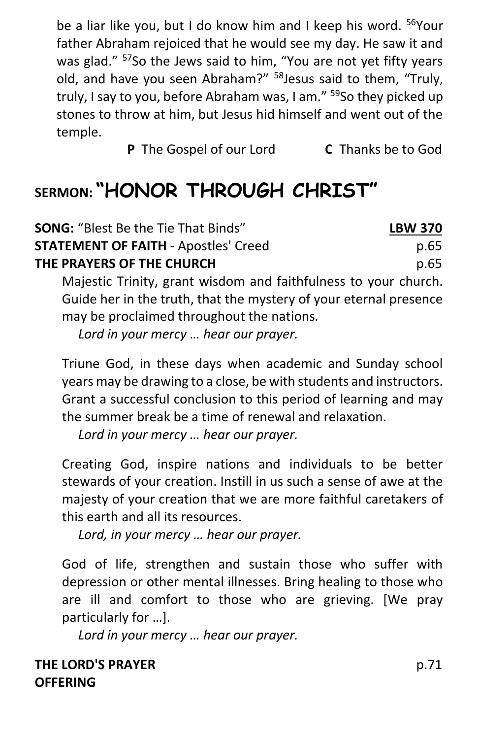be a liar like you, but I do know him and I keep his word. [56]Your father Abraham rejoiced that he would see my day. He saw it and was glad." [57]So the Jews said to him, "You are not yet fifty years old, and have you seen Abraham?" [58]Jesus said to them, "Truly, truly, I say to you, before Abraham was, I am." [59]So they picked up stones to throw at him, but Jesus hid himself and went out of the temple.

**P** The Gospel of our Lord **C** Thanks be to God

## SERMON: "HONOR THROUGH CHRIST"

**SONG:** "Blest Be the Tie That Binds" **LBW 370**

**STATEMENT OF FAITH** - Apostles' Creed p.65

**THE PRAYERS OF THE CHURCH** p.65

Majestic Trinity, grant wisdom and faithfulness to your church. Guide her in the truth, that the mystery of your eternal presence may be proclaimed throughout the nations.

*Lord in your mercy … hear our prayer.*

Triune God, in these days when academic and Sunday school years may be drawing to a close, be with students and instructors. Grant a successful conclusion to this period of learning and may the summer break be a time of renewal and relaxation.

*Lord in your mercy … hear our prayer.*

Creating God, inspire nations and individuals to be better stewards of your creation. Instill in us such a sense of awe at the majesty of your creation that we are more faithful caretakers of this earth and all its resources.

*Lord, in your mercy … hear our prayer.*

God of life, strengthen and sustain those who suffer with depression or other mental illnesses. Bring healing to those who are ill and comfort to those who are grieving. [We pray particularly for …].

*Lord in your mercy … hear our prayer.*

**THE LORD'S PRAYER** p.71

**OFFERING**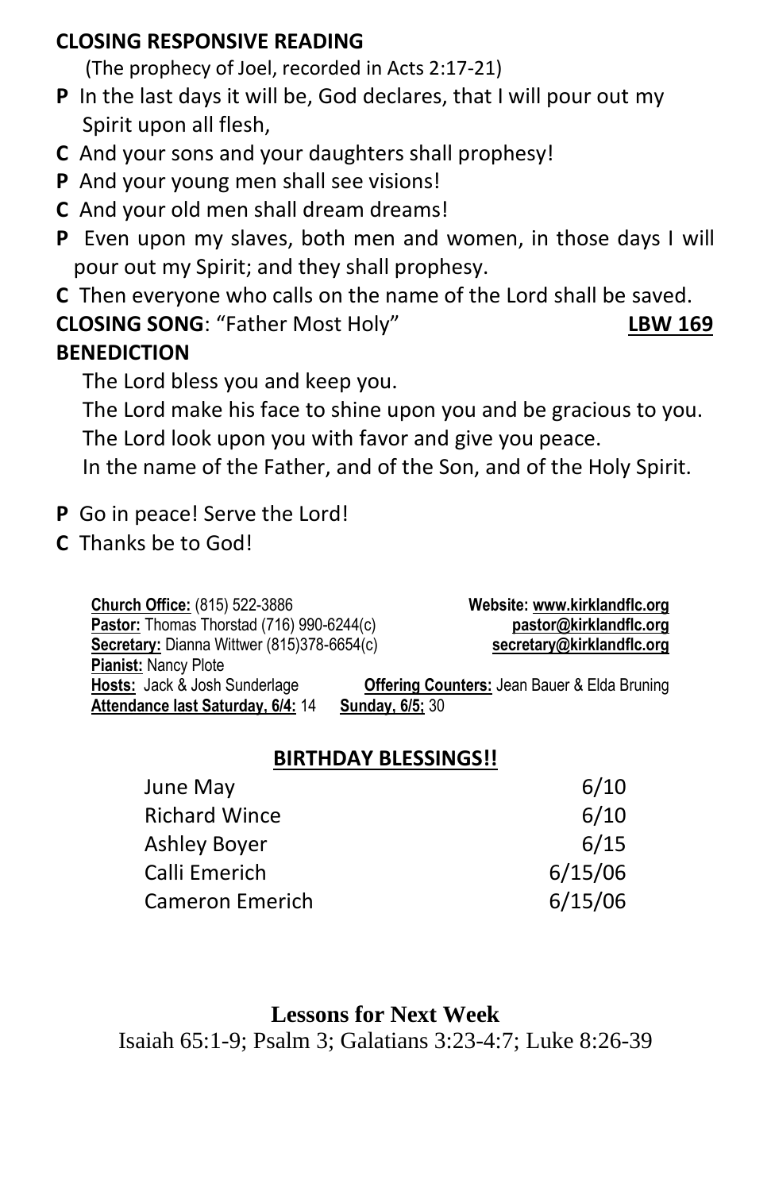**CLOSING RESPONSIVE READING**

(The prophecy of Joel, recorded in Acts 2:17-21)

**P** In the last days it will be, God declares, that I will pour out my Spirit upon all flesh,

**C** And your sons and your daughters shall prophesy!

**P** And your young men shall see visions!

**C** And your old men shall dream dreams!

**P** Even upon my slaves, both men and women, in those days I will pour out my Spirit; and they shall prophesy.

**C** Then everyone who calls on the name of the Lord shall be saved.

**CLOSING SONG**: "Father Most Holy" **LBW 169**

**BENEDICTION**

The Lord bless you and keep you.
The Lord make his face to shine upon you and be gracious to you.
The Lord look upon you with favor and give you peace.
In the name of the Father, and of the Son, and of the Holy Spirit.

**P** Go in peace! Serve the Lord!

**C** Thanks be to God!

**Church Office:** (815) 522-3886 **Website: www.kirklandflc.org**
**Pastor:** Thomas Thorstad (716) 990-6244(c) **pastor@kirklandflc.org**
**Secretary:** Dianna Wittwer (815)378-6654(c) **secretary@kirklandflc.org**
**Pianist:** Nancy Plote
**Hosts:** Jack & Josh Sunderlage **Offering Counters:** Jean Bauer & Elda Bruning
**Attendance last Saturday, 6/4:** 14 **Sunday, 6/5:** 30

**BIRTHDAY BLESSINGS!!**

| | |
|---|---|
| June May | 6/10 |
| Richard Wince | 6/10 |
| Ashley Boyer | 6/15 |
| Calli Emerich | 6/15/06 |
| Cameron Emerich | 6/15/06 |

**Lessons for Next Week**

Isaiah 65:1-9; Psalm 3; Galatians 3:23-4:7; Luke 8:26-39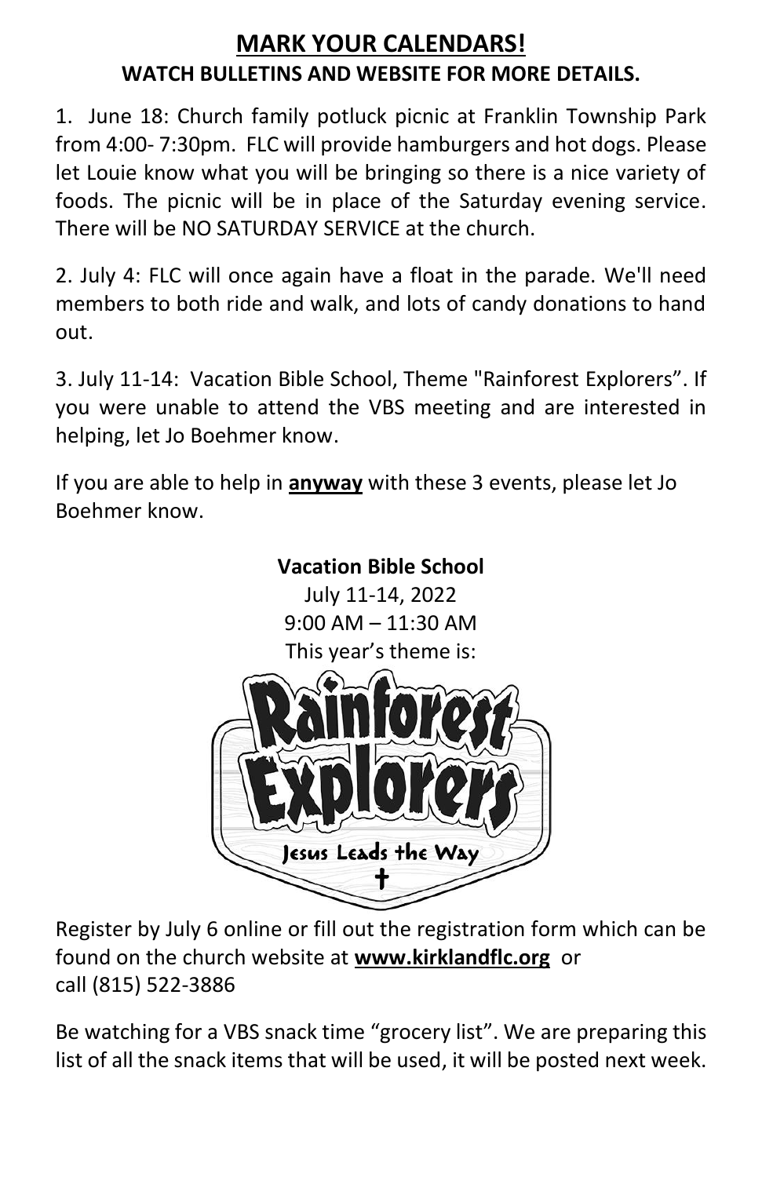# MARK YOUR CALENDARS!

**WATCH BULLETINS AND WEBSITE FOR MORE DETAILS.**

1. June 18: Church family potluck picnic at Franklin Township Park from 4:00- 7:30pm. FLC will provide hamburgers and hot dogs. Please let Louie know what you will be bringing so there is a nice variety of foods. The picnic will be in place of the Saturday evening service. There will be NO SATURDAY SERVICE at the church.

2. July 4: FLC will once again have a float in the parade. We'll need members to both ride and walk, and lots of candy donations to hand out.

3. July 11-14: Vacation Bible School, Theme "Rainforest Explorers". If you were unable to attend the VBS meeting and are interested in helping, let Jo Boehmer know.

If you are able to help in **anyway** with these 3 events, please let Jo Boehmer know.

**Vacation Bible School**
July 11-14, 2022
9:00 AM – 11:30 AM
This year's theme is:

Rainforest Explorers
Jesus Leads the Way

Register by July 6 online or fill out the registration form which can be found on the church website at **www.kirklandflc.org** or call (815) 522-3886

Be watching for a VBS snack time "grocery list". We are preparing this list of all the snack items that will be used, it will be posted next week.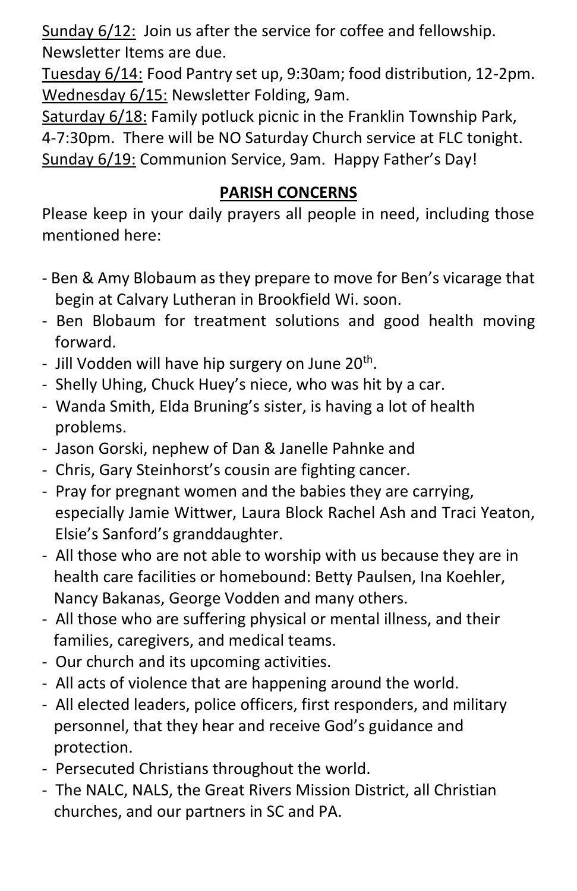Sunday 6/12: Join us after the service for coffee and fellowship. Newsletter Items are due.

Tuesday 6/14: Food Pantry set up, 9:30am; food distribution, 12-2pm.

Wednesday 6/15: Newsletter Folding, 9am.

Saturday 6/18: Family potluck picnic in the Franklin Township Park, 4-7:30pm. There will be NO Saturday Church service at FLC tonight.

Sunday 6/19: Communion Service, 9am. Happy Father's Day!

## PARISH CONCERNS

Please keep in your daily prayers all people in need, including those mentioned here:

- Ben & Amy Blobaum as they prepare to move for Ben's vicarage that begin at Calvary Lutheran in Brookfield Wi. soon.
- Ben Blobaum for treatment solutions and good health moving forward.
- Jill Vodden will have hip surgery on June 20th.
- Shelly Uhing, Chuck Huey's niece, who was hit by a car.
- Wanda Smith, Elda Bruning's sister, is having a lot of health problems.
- Jason Gorski, nephew of Dan & Janelle Pahnke and
- Chris, Gary Steinhorst's cousin are fighting cancer.
- Pray for pregnant women and the babies they are carrying, especially Jamie Wittwer, Laura Block Rachel Ash and Traci Yeaton, Elsie's Sanford's granddaughter.
- All those who are not able to worship with us because they are in health care facilities or homebound: Betty Paulsen, Ina Koehler, Nancy Bakanas, George Vodden and many others.
- All those who are suffering physical or mental illness, and their families, caregivers, and medical teams.
- Our church and its upcoming activities.
- All acts of violence that are happening around the world.
- All elected leaders, police officers, first responders, and military personnel, that they hear and receive God's guidance and protection.
- Persecuted Christians throughout the world.
- The NALC, NALS, the Great Rivers Mission District, all Christian churches, and our partners in SC and PA.